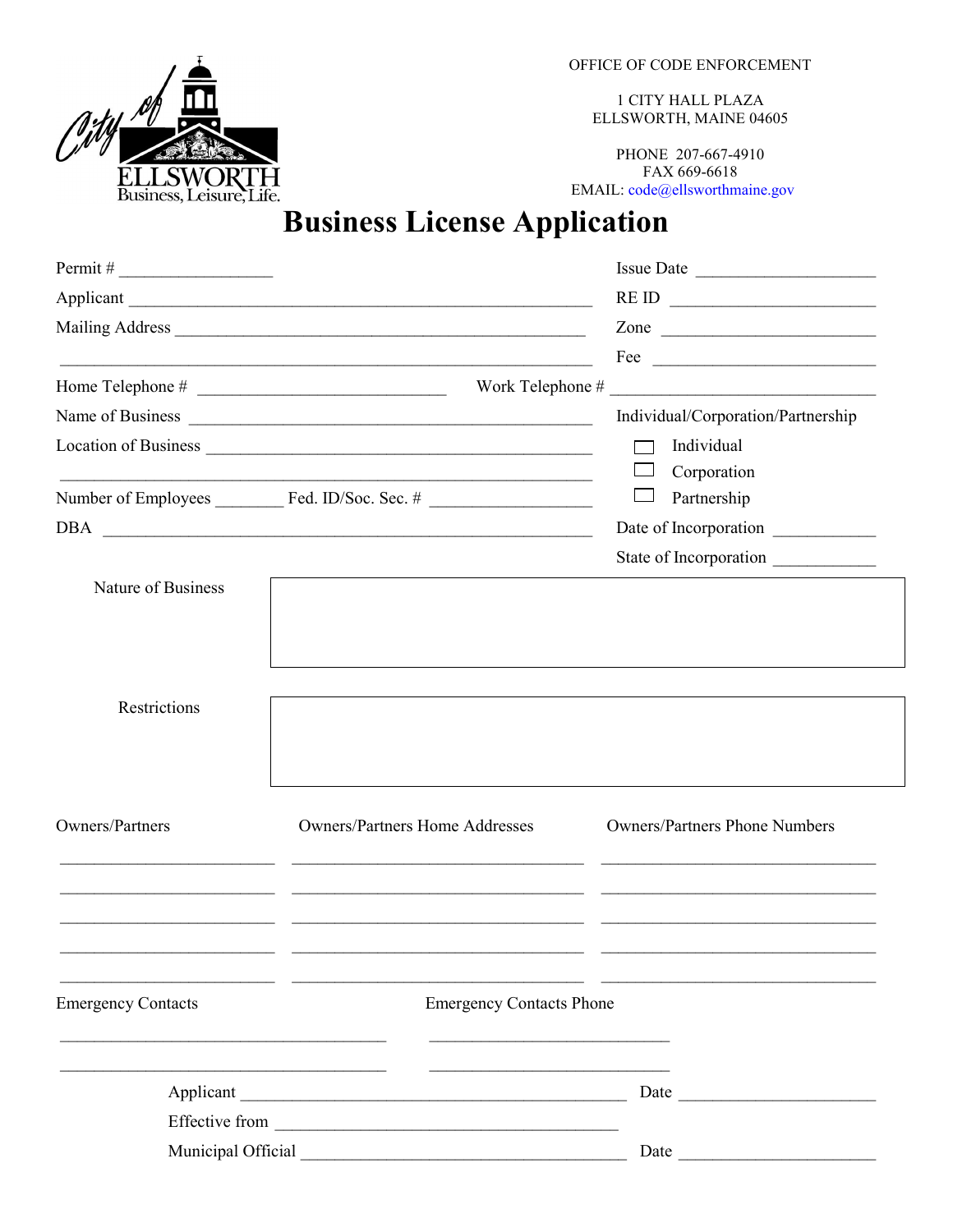City of ELLSWORTH
Business, Leisure, Life.

OFFICE OF CODE ENFORCEMENT

1 CITY HALL PLAZA
ELLSWORTH, MAINE 04605

PHONE 207-667-4910
FAX 669-6618
EMAIL: code@ellsworthmaine.gov

# Business License Application

Permit # _________________ Issue Date ____________________

Applicant ______________________________________________________ RE ID ______________________

Mailing Address ________________________________________________ Zone ______________________

_______________________________________________________________ Fee ______________________

Home Telephone # ___________________________ Work Telephone # _____________________________

Name of Business _______________________________________________

Location of Business _____________________________________________

_______________________________________________________________

Individual/Corporation/Partnership

- ☐ Individual
- ☐ Corporation
- ☐ Partnership

Number of Employees ________ Fed. ID/Soc. Sec. # ___________________

DBA __________________________________________________________

Date of Incorporation ___________

State of Incorporation ___________

Nature of Business

| |
|---|
| |

Restrictions

| |
|---|
| |

| Owners/Partners | Owners/Partners Home Addresses | Owners/Partners Phone Numbers |
|---|---|---|
| | | |
| | | |
| | | |
| | | |
| | | |

| Emergency Contacts | Emergency Contacts Phone |
|---|---|
| | |
| | |

Applicant ___________________________________________ Date ______________________

Effective from ______________________________________

Municipal Official ____________________________________ Date ______________________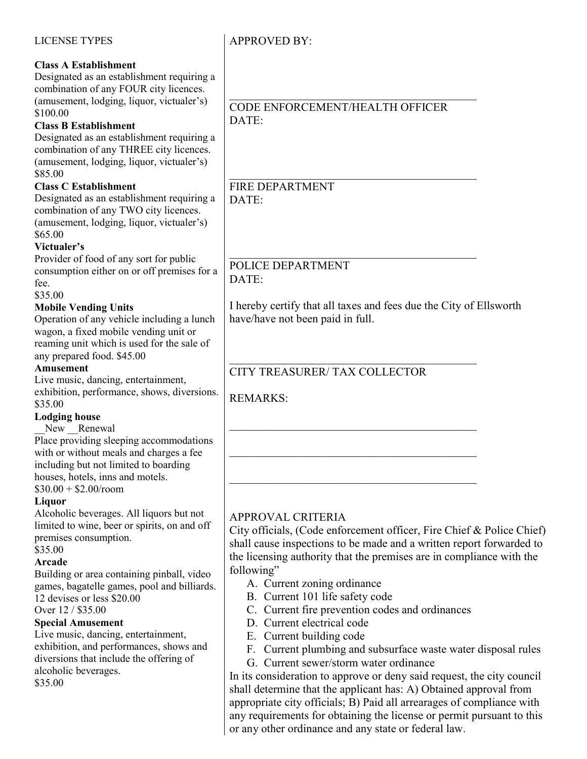LICENSE TYPES

**Class A Establishment**
Designated as an establishment requiring a combination of any FOUR city licences. (amusement, lodging, liquor, victualer's)
$100.00

**Class B Establishment**
Designated as an establishment requiring a combination of any THREE city licences. (amusement, lodging, liquor, victualer's)
$85.00

**Class C Establishment**
Designated as an establishment requiring a combination of any TWO city licences. (amusement, lodging, liquor, victualer's)
$65.00

**Victualer's**
Provider of food of any sort for public consumption either on or off premises for a fee.
$35.00

**Mobile Vending Units**
Operation of any vehicle including a lunch wagon, a fixed mobile vending unit or reaming unit which is used for the sale of any prepared food. $45.00

**Amusement**
Live music, dancing, entertainment, exhibition, performance, shows, diversions.
$35.00

**Lodging house**
__New __Renewal
Place providing sleeping accommodations with or without meals and charges a fee including but not limited to boarding houses, hotels, inns and motels.
$30.00 + $2.00/room

**Liquor**
Alcoholic beverages. All liquors but not limited to wine, beer or spirits, on and off premises consumption.
$35.00

**Arcade**
Building or area containing pinball, video games, bagatelle games, pool and billiards.
12 devises or less $20.00
Over 12 / $35.00

**Special Amusement**
Live music, dancing, entertainment, exhibition, and performances, shows and diversions that include the offering of alcoholic beverages.
$35.00

APPROVED BY:

\_\_\_\_\_\_\_\_\_\_\_\_\_\_\_\_\_\_\_\_\_\_\_\_\_\_\_\_\_\_\_\_\_\_\_\_\_\_\_\_\_\_
CODE ENFORCEMENT/HEALTH OFFICER
DATE:

\_\_\_\_\_\_\_\_\_\_\_\_\_\_\_\_\_\_\_\_\_\_\_\_\_\_\_\_\_\_\_\_\_\_\_\_\_\_\_\_\_\_
FIRE DEPARTMENT
DATE:

\_\_\_\_\_\_\_\_\_\_\_\_\_\_\_\_\_\_\_\_\_\_\_\_\_\_\_\_\_\_\_\_\_\_\_\_\_\_\_\_\_\_
POLICE DEPARTMENT
DATE:

I hereby certify that all taxes and fees due the City of Ellsworth have/have not been paid in full.

\_\_\_\_\_\_\_\_\_\_\_\_\_\_\_\_\_\_\_\_\_\_\_\_\_\_\_\_\_\_\_\_\_\_\_\_\_\_\_\_\_\_
CITY TREASURER/ TAX COLLECTOR

REMARKS:

\_\_\_\_\_\_\_\_\_\_\_\_\_\_\_\_\_\_\_\_\_\_\_\_\_\_\_\_\_\_\_\_\_\_\_\_\_\_\_\_\_\_

\_\_\_\_\_\_\_\_\_\_\_\_\_\_\_\_\_\_\_\_\_\_\_\_\_\_\_\_\_\_\_\_\_\_\_\_\_\_\_\_\_\_

\_\_\_\_\_\_\_\_\_\_\_\_\_\_\_\_\_\_\_\_\_\_\_\_\_\_\_\_\_\_\_\_\_\_\_\_\_\_\_\_\_\_

APPROVAL CRITERIA

City officials, (Code enforcement officer, Fire Chief & Police Chief) shall cause inspections to be made and a written report forwarded to the licensing authority that the premises are in compliance with the following"

A. Current zoning ordinance
B. Current 101 life safety code
C. Current fire prevention codes and ordinances
D. Current electrical code
E. Current building code
F. Current plumbing and subsurface waste water disposal rules
G. Current sewer/storm water ordinance

In its consideration to approve or deny said request, the city council shall determine that the applicant has: A) Obtained approval from appropriate city officials; B) Paid all arrearages of compliance with any requirements for obtaining the license or permit pursuant to this or any other ordinance and any state or federal law.